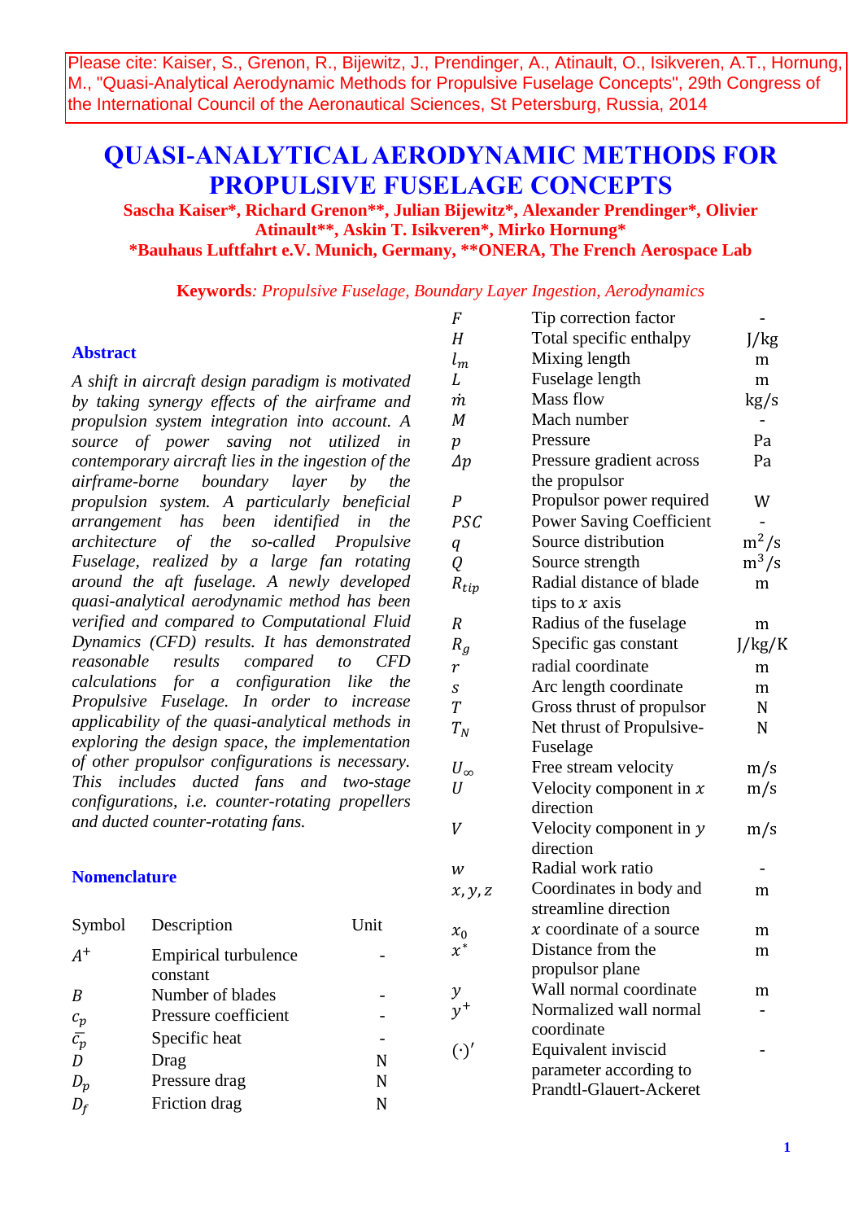Please cite: Kaiser, S., Grenon, R., Bijewitz, J., Prendinger, A., Atinault, O., Isikveren, A.T., Hornung, M., "Quasi-Analytical Aerodynamic Methods for Propulsive Fuselage Concepts", 29th Congress of the International Council of the Aeronautical Sciences, St Petersburg, Russia, 2014

# QUASI-ANALYTICAL AERODYNAMIC METHODS FOR PROPULSIVE FUSELAGE CONCEPTS

**Sascha Kaiser\*, Richard Grenon\*\*, Julian Bijewitz\*, Alexander Prendinger\*, Olivier Atinault\*\*, Askin T. Isikveren\*, Mirko Hornung\***

**\*Bauhaus Luftfahrt e.V. Munich, Germany, \*\*ONERA, The French Aerospace Lab**

**Keywords**: *Propulsive Fuselage, Boundary Layer Ingestion, Aerodynamics*

## Abstract

*A shift in aircraft design paradigm is motivated by taking synergy effects of the airframe and propulsion system integration into account. A source of power saving not utilized in contemporary aircraft lies in the ingestion of the airframe-borne boundary layer by the propulsion system. A particularly beneficial arrangement has been identified in the architecture of the so-called Propulsive Fuselage, realized by a large fan rotating around the aft fuselage. A newly developed quasi-analytical aerodynamic method has been verified and compared to Computational Fluid Dynamics (CFD) results. It has demonstrated reasonable results compared to CFD calculations for a configuration like the Propulsive Fuselage. In order to increase applicability of the quasi-analytical methods in exploring the design space, the implementation of other propulsor configurations is necessary. This includes ducted fans and two-stage configurations, i.e. counter-rotating propellers and ducted counter-rotating fans.*

## Nomenclature

| Symbol | Description | Unit |
|---|---|---|
| $A^+$ | Empirical turbulence constant | - |
| $B$ | Number of blades | - |
| $c_p$ | Pressure coefficient | - |
| $\bar{c_p}$ | Specific heat | - |
| $D$ | Drag | N |
| $D_p$ | Pressure drag | N |
| $D_f$ | Friction drag | N |
| $F$ | Tip correction factor | - |
| $H$ | Total specific enthalpy | J/kg |
| $l_m$ | Mixing length | m |
| $L$ | Fuselage length | m |
| $\dot{m}$ | Mass flow | kg/s |
| $M$ | Mach number | - |
| $p$ | Pressure | Pa |
| $\Delta p$ | Pressure gradient across the propulsor | Pa |
| $P$ | Propulsor power required | W |
| $PSC$ | Power Saving Coefficient | - |
| $q$ | Source distribution | $\mathrm{m^2/s}$ |
| $Q$ | Source strength | $\mathrm{m^3/s}$ |
| $R_{tip}$ | Radial distance of blade tips to $x$ axis | m |
| $R$ | Radius of the fuselage | m |
| $R_g$ | Specific gas constant | J/kg/K |
| $r$ | radial coordinate | m |
| $s$ | Arc length coordinate | m |
| $T$ | Gross thrust of propulsor | N |
| $T_N$ | Net thrust of Propulsive-Fuselage | N |
| $U_\infty$ | Free stream velocity | m/s |
| $U$ | Velocity component in $x$ direction | m/s |
| $V$ | Velocity component in $y$ direction | m/s |
| $w$ | Radial work ratio | - |
| $x, y, z$ | Coordinates in body and streamline direction | m |
| $x_0$ | $x$ coordinate of a source | m |
| $x^*$ | Distance from the propulsor plane | m |
| $y$ | Wall normal coordinate | m |
| $y^+$ | Normalized wall normal coordinate | - |
| $(\cdot)'$ | Equivalent inviscid parameter according to Prandtl-Glauert-Ackeret | - |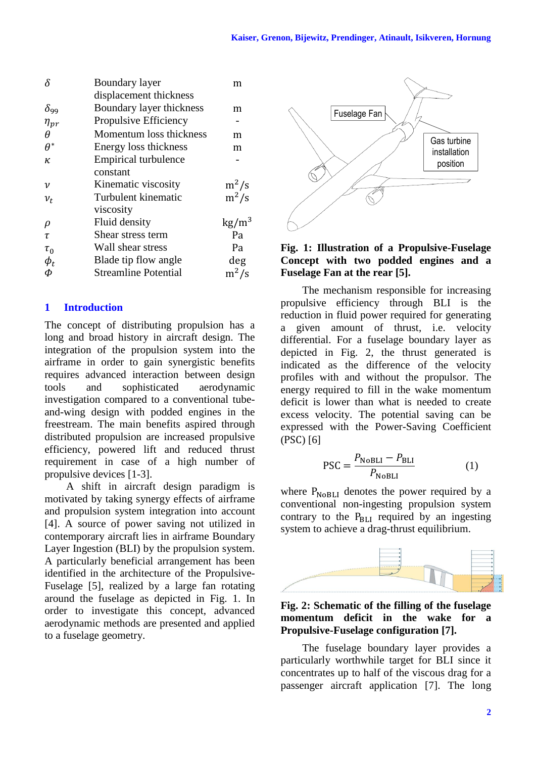| | | |
|---|---|---|
| $\delta$ | Boundary layer displacement thickness | m |
| $\delta_{99}$ | Boundary layer thickness | m |
| $\eta_{pr}$ | Propulsive Efficiency | - |
| $\theta$ | Momentum loss thickness | m |
| $\theta^*$ | Energy loss thickness | m |
| $\kappa$ | Empirical turbulence constant | - |
| $\nu$ | Kinematic viscosity | $m^2/s$ |
| $\nu_t$ | Turbulent kinematic viscosity | $m^2/s$ |
| $\rho$ | Fluid density | $kg/m^3$ |
| $\tau$ | Shear stress term | Pa |
| $\tau_0$ | Wall shear stress | Pa |
| $\phi_t$ | Blade tip flow angle | deg |
| $\Phi$ | Streamline Potential | $m^2/s$ |

## 1 Introduction

The concept of distributing propulsion has a long and broad history in aircraft design. The integration of the propulsion system into the airframe in order to gain synergistic benefits requires advanced interaction between design tools and sophisticated aerodynamic investigation compared to a conventional tube-and-wing design with podded engines in the freestream. The main benefits aspired through distributed propulsion are increased propulsive efficiency, powered lift and reduced thrust requirement in case of a high number of propulsive devices [1-3].

A shift in aircraft design paradigm is motivated by taking synergy effects of airframe and propulsion system integration into account [4]. A source of power saving not utilized in contemporary aircraft lies in airframe Boundary Layer Ingestion (BLI) by the propulsion system. A particularly beneficial arrangement has been identified in the architecture of the Propulsive-Fuselage [5], realized by a large fan rotating around the fuselage as depicted in Fig. 1. In order to investigate this concept, advanced aerodynamic methods are presented and applied to a fuselage geometry.

**Fig. 1: Illustration of a Propulsive-Fuselage Concept with two podded engines and a Fuselage Fan at the rear [5].**

The mechanism responsible for increasing propulsive efficiency through BLI is the reduction in fluid power required for generating a given amount of thrust, i.e. velocity differential. For a fuselage boundary layer as depicted in Fig. 2, the thrust generated is indicated as the difference of the velocity profiles with and without the propulsor. The energy required to fill in the wake momentum deficit is lower than what is needed to create excess velocity. The potential saving can be expressed with the Power-Saving Coefficient (PSC) [6]

$$\mathrm{PSC} = \frac{P_{\mathrm{NoBLI}} - P_{\mathrm{BLI}}}{P_{\mathrm{NoBLI}}} \tag{1}$$

where $P_{\mathrm{NoBLI}}$ denotes the power required by a conventional non-ingesting propulsion system contrary to the $P_{\mathrm{BLI}}$ required by an ingesting system to achieve a drag-thrust equilibrium.

**Fig. 2: Schematic of the filling of the fuselage momentum deficit in the wake for a Propulsive-Fuselage configuration [7].**

The fuselage boundary layer provides a particularly worthwhile target for BLI since it concentrates up to half of the viscous drag for a passenger aircraft application [7]. The long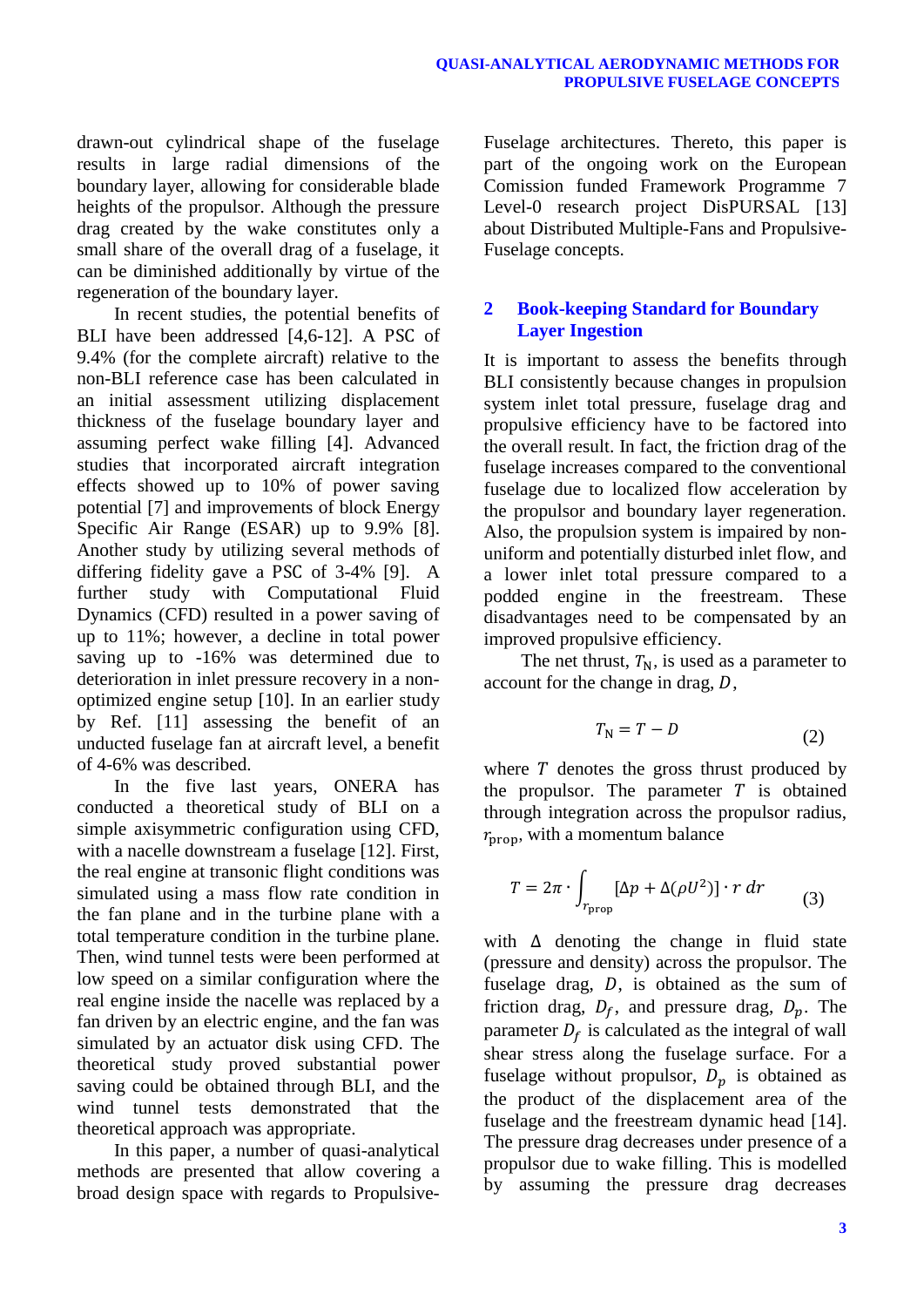drawn-out cylindrical shape of the fuselage results in large radial dimensions of the boundary layer, allowing for considerable blade heights of the propulsor. Although the pressure drag created by the wake constitutes only a small share of the overall drag of a fuselage, it can be diminished additionally by virtue of the regeneration of the boundary layer.

In recent studies, the potential benefits of BLI have been addressed [4,6-12]. A PSC of 9.4% (for the complete aircraft) relative to the non-BLI reference case has been calculated in an initial assessment utilizing displacement thickness of the fuselage boundary layer and assuming perfect wake filling [4]. Advanced studies that incorporated aircraft integration effects showed up to 10% of power saving potential [7] and improvements of block Energy Specific Air Range (ESAR) up to 9.9% [8]. Another study by utilizing several methods of differing fidelity gave a PSC of 3-4% [9]. A further study with Computational Fluid Dynamics (CFD) resulted in a power saving of up to 11%; however, a decline in total power saving up to -16% was determined due to deterioration in inlet pressure recovery in a non-optimized engine setup [10]. In an earlier study by Ref. [11] assessing the benefit of an unducted fuselage fan at aircraft level, a benefit of 4-6% was described.

In the five last years, ONERA has conducted a theoretical study of BLI on a simple axisymmetric configuration using CFD, with a nacelle downstream a fuselage [12]. First, the real engine at transonic flight conditions was simulated using a mass flow rate condition in the fan plane and in the turbine plane with a total temperature condition in the turbine plane. Then, wind tunnel tests were been performed at low speed on a similar configuration where the real engine inside the nacelle was replaced by a fan driven by an electric engine, and the fan was simulated by an actuator disk using CFD. The theoretical study proved substantial power saving could be obtained through BLI, and the wind tunnel tests demonstrated that the theoretical approach was appropriate.

In this paper, a number of quasi-analytical methods are presented that allow covering a broad design space with regards to Propulsive-Fuselage architectures. Thereto, this paper is part of the ongoing work on the European Comission funded Framework Programme 7 Level-0 research project DisPURSAL [13] about Distributed Multiple-Fans and Propulsive-Fuselage concepts.

## 2 Book-keeping Standard for Boundary Layer Ingestion

It is important to assess the benefits through BLI consistently because changes in propulsion system inlet total pressure, fuselage drag and propulsive efficiency have to be factored into the overall result. In fact, the friction drag of the fuselage increases compared to the conventional fuselage due to localized flow acceleration by the propulsor and boundary layer regeneration. Also, the propulsion system is impaired by non-uniform and potentially disturbed inlet flow, and a lower inlet total pressure compared to a podded engine in the freestream. These disadvantages need to be compensated by an improved propulsive efficiency.

The net thrust, $T_{\mathrm{N}}$, is used as a parameter to account for the change in drag, $D$,

$$T_{\mathrm{N}} = T - D \tag{2}$$

where $T$ denotes the gross thrust produced by the propulsor. The parameter $T$ is obtained through integration across the propulsor radius, $r_{\mathrm{prop}}$, with a momentum balance

$$T = 2\pi \cdot \int_{r_{\mathrm{prop}}} [\Delta p + \Delta(\rho U^2)] \cdot r \, dr \tag{3}$$

with $\Delta$ denoting the change in fluid state (pressure and density) across the propulsor. The fuselage drag, $D$, is obtained as the sum of friction drag, $D_f$, and pressure drag, $D_p$. The parameter $D_f$ is calculated as the integral of wall shear stress along the fuselage surface. For a fuselage without propulsor, $D_p$ is obtained as the product of the displacement area of the fuselage and the freestream dynamic head [14]. The pressure drag decreases under presence of a propulsor due to wake filling. This is modelled by assuming the pressure drag decreases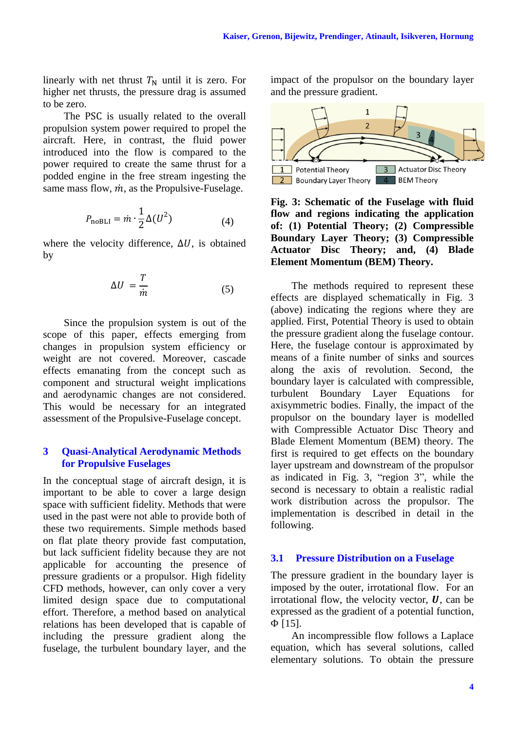linearly with net thrust $T_N$ until it is zero. For higher net thrusts, the pressure drag is assumed to be zero.

The PSC is usually related to the overall propulsion system power required to propel the aircraft. Here, in contrast, the fluid power introduced into the flow is compared to the power required to create the same thrust for a podded engine in the free stream ingesting the same mass flow, $\dot{m}$, as the Propulsive-Fuselage.

$$P_{\text{noBLI}} = \dot{m} \cdot \frac{1}{2} \Delta(U^2) \qquad (4)$$

where the velocity difference, $\Delta U$, is obtained by

$$\Delta U = \frac{T}{\dot{m}} \qquad (5)$$

Since the propulsion system is out of the scope of this paper, effects emerging from changes in propulsion system efficiency or weight are not covered. Moreover, cascade effects emanating from the concept such as component and structural weight implications and aerodynamic changes are not considered. This would be necessary for an integrated assessment of the Propulsive-Fuselage concept.

## 3 Quasi-Analytical Aerodynamic Methods for Propulsive Fuselages

In the conceptual stage of aircraft design, it is important to be able to cover a large design space with sufficient fidelity. Methods that were used in the past were not able to provide both of these two requirements. Simple methods based on flat plate theory provide fast computation, but lack sufficient fidelity because they are not applicable for accounting the presence of pressure gradients or a propulsor. High fidelity CFD methods, however, can only cover a very limited design space due to computational effort. Therefore, a method based on analytical relations has been developed that is capable of including the pressure gradient along the fuselage, the turbulent boundary layer, and the impact of the propulsor on the boundary layer and the pressure gradient.

1 Potential Theory
2 Boundary Layer Theory
3 Actuator Disc Theory
4 BEM Theory

**Fig. 3: Schematic of the Fuselage with fluid flow and regions indicating the application of: (1) Potential Theory; (2) Compressible Boundary Layer Theory; (3) Compressible Actuator Disc Theory; and, (4) Blade Element Momentum (BEM) Theory.**

The methods required to represent these effects are displayed schematically in Fig. 3 (above) indicating the regions where they are applied. First, Potential Theory is used to obtain the pressure gradient along the fuselage contour. Here, the fuselage contour is approximated by means of a finite number of sinks and sources along the axis of revolution. Second, the boundary layer is calculated with compressible, turbulent Boundary Layer Equations for axisymmetric bodies. Finally, the impact of the propulsor on the boundary layer is modelled with Compressible Actuator Disc Theory and Blade Element Momentum (BEM) theory. The first is required to get effects on the boundary layer upstream and downstream of the propulsor as indicated in Fig. 3, "region 3", while the second is necessary to obtain a realistic radial work distribution across the propulsor. The implementation is described in detail in the following.

### 3.1 Pressure Distribution on a Fuselage

The pressure gradient in the boundary layer is imposed by the outer, irrotational flow. For an irrotational flow, the velocity vector, $\boldsymbol{U}$, can be expressed as the gradient of a potential function, $\Phi$ [15].

An incompressible flow follows a Laplace equation, which has several solutions, called elementary solutions. To obtain the pressure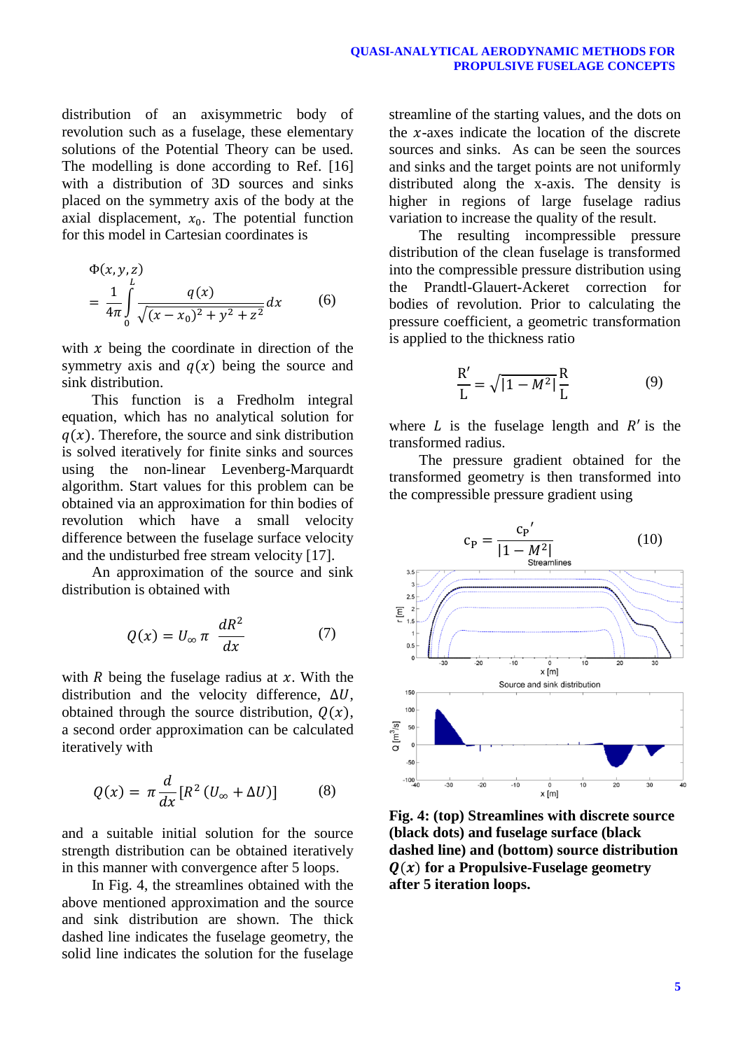distribution of an axisymmetric body of revolution such as a fuselage, these elementary solutions of the Potential Theory can be used. The modelling is done according to Ref. [16] with a distribution of 3D sources and sinks placed on the symmetry axis of the body at the axial displacement, $x_0$. The potential function for this model in Cartesian coordinates is

$$\Phi(x,y,z) = \frac{1}{4\pi}\int_0^L \frac{q(x)}{\sqrt{(x-x_0)^2+y^2+z^2}}dx \qquad (6)$$

with $x$ being the coordinate in direction of the symmetry axis and $q(x)$ being the source and sink distribution.

This function is a Fredholm integral equation, which has no analytical solution for $q(x)$. Therefore, the source and sink distribution is solved iteratively for finite sinks and sources using the non-linear Levenberg-Marquardt algorithm. Start values for this problem can be obtained via an approximation for thin bodies of revolution which have a small velocity difference between the fuselage surface velocity and the undisturbed free stream velocity [17].

An approximation of the source and sink distribution is obtained with

$$Q(x) = U_\infty \pi \frac{dR^2}{dx} \qquad (7)$$

with $R$ being the fuselage radius at $x$. With the distribution and the velocity difference, $\Delta U$, obtained through the source distribution, $Q(x)$, a second order approximation can be calculated iteratively with

$$Q(x) = \pi \frac{d}{dx}\left[R^2\left(U_\infty + \Delta U\right)\right] \qquad (8)$$

and a suitable initial solution for the source strength distribution can be obtained iteratively in this manner with convergence after 5 loops.

In Fig. 4, the streamlines obtained with the above mentioned approximation and the source and sink distribution are shown. The thick dashed line indicates the fuselage geometry, the solid line indicates the solution for the fuselage streamline of the starting values, and the dots on the $x$-axes indicate the location of the discrete sources and sinks. As can be seen the sources and sinks and the target points are not uniformly distributed along the x-axis. The density is higher in regions of large fuselage radius variation to increase the quality of the result.

The resulting incompressible pressure distribution of the clean fuselage is transformed into the compressible pressure distribution using the Prandtl-Glauert-Ackeret correction for bodies of revolution. Prior to calculating the pressure coefficient, a geometric transformation is applied to the thickness ratio

$$\frac{R'}{L} = \sqrt{|1-M^2|}\frac{R}{L} \qquad (9)$$

where $L$ is the fuselage length and $R'$ is the transformed radius.

The pressure gradient obtained for the transformed geometry is then transformed into the compressible pressure gradient using

$$c_P = \frac{c_P{}'}{|1-M^2|} \qquad (10)$$

**Fig. 4: (top) Streamlines with discrete source (black dots) and fuselage surface (black dashed line) and (bottom) source distribution $Q(x)$ for a Propulsive-Fuselage geometry after 5 iteration loops.**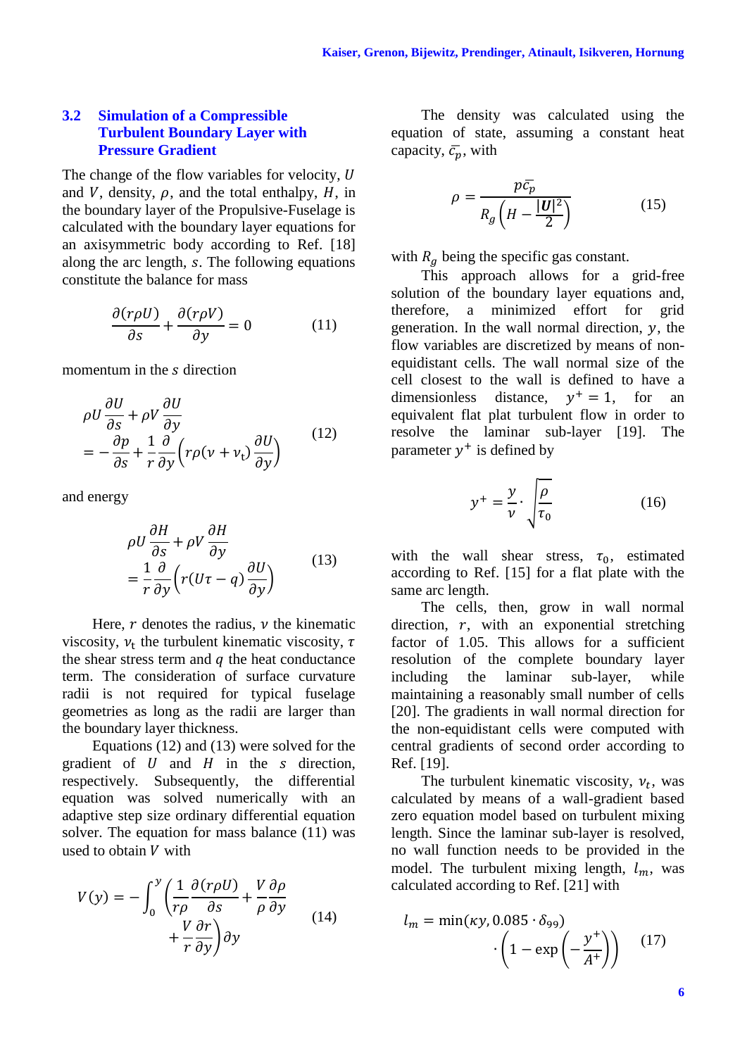### 3.2 Simulation of a Compressible Turbulent Boundary Layer with Pressure Gradient

The change of the flow variables for velocity, $U$ and $V$, density, $\rho$, and the total enthalpy, $H$, in the boundary layer of the Propulsive-Fuselage is calculated with the boundary layer equations for an axisymmetric body according to Ref. [18] along the arc length, $s$. The following equations constitute the balance for mass

$$\frac{\partial(r\rho U)}{\partial s} + \frac{\partial(r\rho V)}{\partial y} = 0 \tag{11}$$

momentum in the $s$ direction

$$\rho U \frac{\partial U}{\partial s} + \rho V \frac{\partial U}{\partial y} = -\frac{\partial p}{\partial s} + \frac{1}{r}\frac{\partial}{\partial y}\left(r\rho(\nu + \nu_t)\frac{\partial U}{\partial y}\right) \tag{12}$$

and energy

$$\rho U \frac{\partial H}{\partial s} + \rho V \frac{\partial H}{\partial y} = \frac{1}{r}\frac{\partial}{\partial y}\left(r(U\tau - q)\frac{\partial U}{\partial y}\right) \tag{13}$$

Here, $r$ denotes the radius, $\nu$ the kinematic viscosity, $\nu_t$ the turbulent kinematic viscosity, $\tau$ the shear stress term and $q$ the heat conductance term. The consideration of surface curvature radii is not required for typical fuselage geometries as long as the radii are larger than the boundary layer thickness.

Equations (12) and (13) were solved for the gradient of $U$ and $H$ in the $s$ direction, respectively. Subsequently, the differential equation was solved numerically with an adaptive step size ordinary differential equation solver. The equation for mass balance (11) was used to obtain $V$ with

$$V(y) = -\int_0^y \left(\frac{1}{r\rho}\frac{\partial(r\rho U)}{\partial s} + \frac{V}{\rho}\frac{\partial \rho}{\partial y} + \frac{V}{r}\frac{\partial r}{\partial y}\right)\partial y \tag{14}$$

The density was calculated using the equation of state, assuming a constant heat capacity, $\bar{c_p}$, with

$$\rho = \frac{p\bar{c_p}}{R_g\left(H - \frac{|\boldsymbol{U}|^2}{2}\right)} \tag{15}$$

with $R_g$ being the specific gas constant.

This approach allows for a grid-free solution of the boundary layer equations and, therefore, a minimized effort for grid generation. In the wall normal direction, $y$, the flow variables are discretized by means of non-equidistant cells. The wall normal size of the cell closest to the wall is defined to have a dimensionless distance, $y^+ = 1$, for an equivalent flat plat turbulent flow in order to resolve the laminar sub-layer [19]. The parameter $y^+$ is defined by

$$y^+ = \frac{y}{\nu} \cdot \sqrt{\frac{\rho}{\tau_0}} \tag{16}$$

with the wall shear stress, $\tau_0$, estimated according to Ref. [15] for a flat plate with the same arc length.

The cells, then, grow in wall normal direction, $r$, with an exponential stretching factor of 1.05. This allows for a sufficient resolution of the complete boundary layer including the laminar sub-layer, while maintaining a reasonably small number of cells [20]. The gradients in wall normal direction for the non-equidistant cells were computed with central gradients of second order according to Ref. [19].

The turbulent kinematic viscosity, $\nu_t$, was calculated by means of a wall-gradient based zero equation model based on turbulent mixing length. Since the laminar sub-layer is resolved, no wall function needs to be provided in the model. The turbulent mixing length, $l_m$, was calculated according to Ref. [21] with

$$l_m = \min(\kappa y, 0.085 \cdot \delta_{99}) \cdot \left(1 - \exp\left(-\frac{y^+}{A^+}\right)\right) \tag{17}$$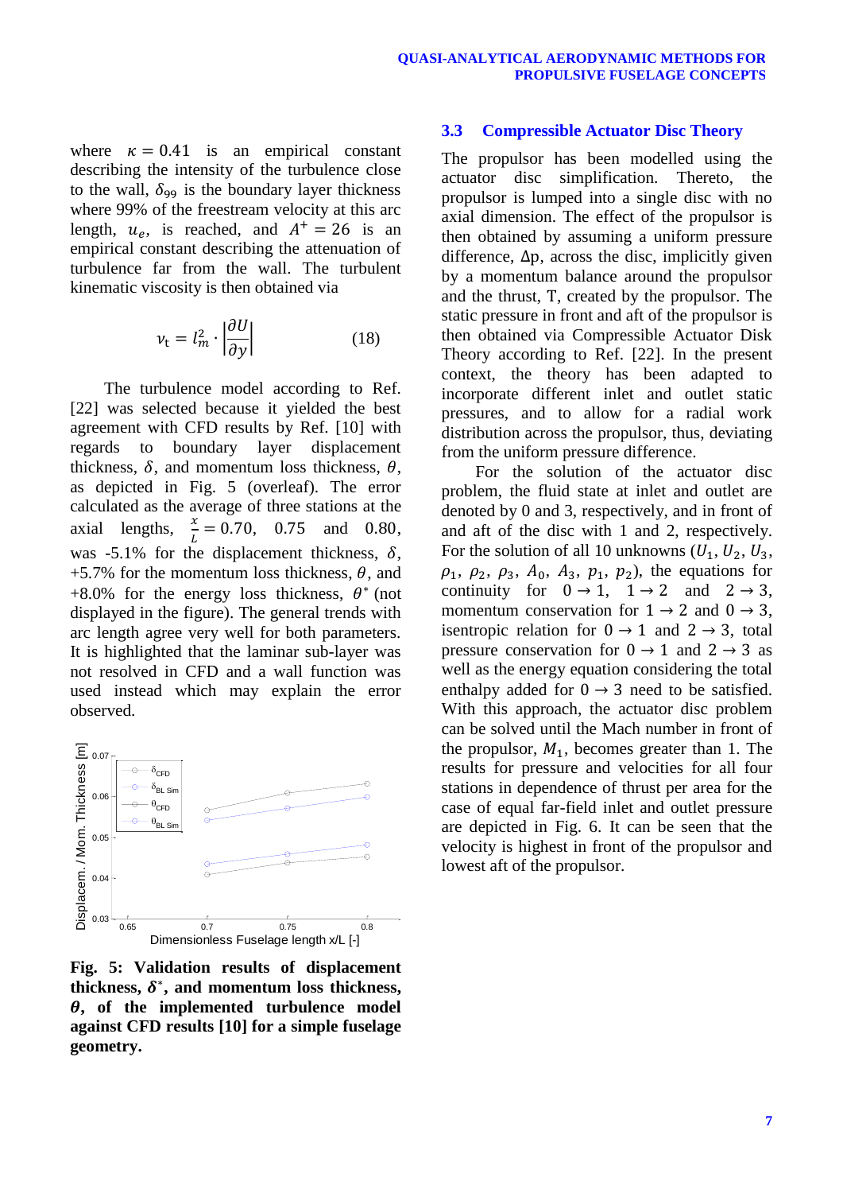where $\kappa = 0.41$ is an empirical constant describing the intensity of the turbulence close to the wall, $\delta_{99}$ is the boundary layer thickness where 99% of the freestream velocity at this arc length, $u_e$, is reached, and $A^+ = 26$ is an empirical constant describing the attenuation of turbulence far from the wall. The turbulent kinematic viscosity is then obtained via

$$\nu_t = l_m^2 \cdot \left|\frac{\partial U}{\partial y}\right| \quad (18)$$

The turbulence model according to Ref. [22] was selected because it yielded the best agreement with CFD results by Ref. [10] with regards to boundary layer displacement thickness, $\delta$, and momentum loss thickness, $\theta$, as depicted in Fig. 5 (overleaf). The error calculated as the average of three stations at the axial lengths, $\frac{x}{L} = 0.70$, $0.75$ and $0.80$, was -5.1% for the displacement thickness, $\delta$, +5.7% for the momentum loss thickness, $\theta$, and +8.0% for the energy loss thickness, $\theta^*$ (not displayed in the figure). The general trends with arc length agree very well for both parameters. It is highlighted that the laminar sub-layer was not resolved in CFD and a wall function was used instead which may explain the error observed.

**Fig. 5: Validation results of displacement thickness, $\delta^*$, and momentum loss thickness, $\theta$, of the implemented turbulence model against CFD results [10] for a simple fuselage geometry.**

### 3.3 Compressible Actuator Disc Theory

The propulsor has been modelled using the actuator disc simplification. Thereto, the propulsor is lumped into a single disc with no axial dimension. The effect of the propulsor is then obtained by assuming a uniform pressure difference, $\Delta p$, across the disc, implicitly given by a momentum balance around the propulsor and the thrust, T, created by the propulsor. The static pressure in front and aft of the propulsor is then obtained via Compressible Actuator Disk Theory according to Ref. [22]. In the present context, the theory has been adapted to incorporate different inlet and outlet static pressures, and to allow for a radial work distribution across the propulsor, thus, deviating from the uniform pressure difference.

For the solution of the actuator disc problem, the fluid state at inlet and outlet are denoted by 0 and 3, respectively, and in front of and aft of the disc with 1 and 2, respectively. For the solution of all 10 unknowns ($U_1$, $U_2$, $U_3$, $\rho_1$, $\rho_2$, $\rho_3$, $A_0$, $A_3$, $p_1$, $p_2$), the equations for continuity for $0 \rightarrow 1$, $1 \rightarrow 2$ and $2 \rightarrow 3$, momentum conservation for $1 \rightarrow 2$ and $0 \rightarrow 3$, isentropic relation for $0 \rightarrow 1$ and $2 \rightarrow 3$, total pressure conservation for $0 \rightarrow 1$ and $2 \rightarrow 3$ as well as the energy equation considering the total enthalpy added for $0 \rightarrow 3$ need to be satisfied. With this approach, the actuator disc problem can be solved until the Mach number in front of the propulsor, $M_1$, becomes greater than 1. The results for pressure and velocities for all four stations in dependence of thrust per area for the case of equal far-field inlet and outlet pressure are depicted in Fig. 6. It can be seen that the velocity is highest in front of the propulsor and lowest aft of the propulsor.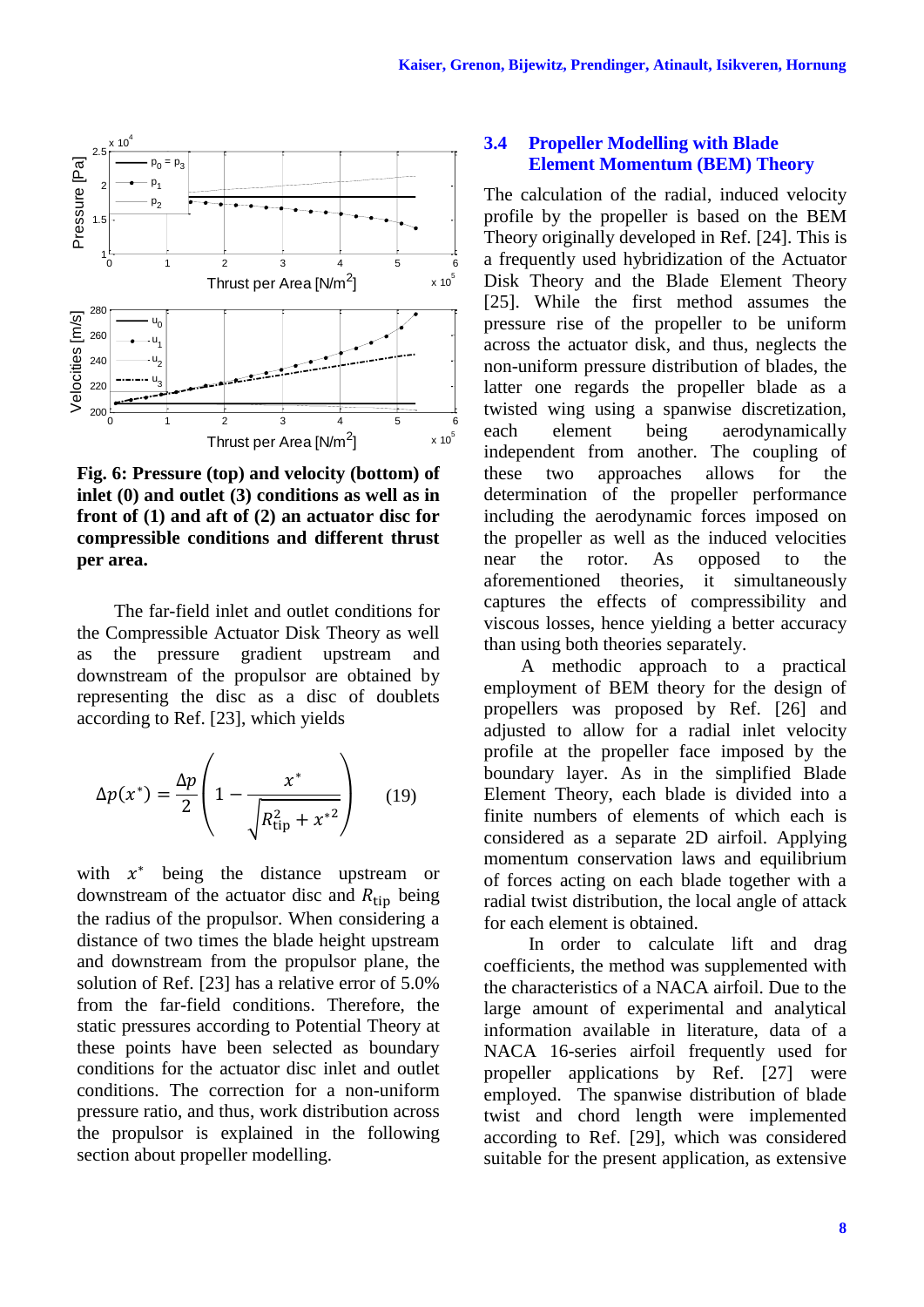Fig. 6: Pressure (top) and velocity (bottom) of inlet (0) and outlet (3) conditions as well as in front of (1) and aft of (2) an actuator disc for compressible conditions and different thrust per area.

The far-field inlet and outlet conditions for the Compressible Actuator Disk Theory as well as the pressure gradient upstream and downstream of the propulsor are obtained by representing the disc as a disc of doublets according to Ref. [23], which yields

$$\Delta p(x^*) = \frac{\Delta p}{2}\left(1 - \frac{x^*}{\sqrt{R_{\text{tip}}^2 + x^{*2}}}\right) \quad (19)$$

with $x^*$ being the distance upstream or downstream of the actuator disc and $R_{\text{tip}}$ being the radius of the propulsor. When considering a distance of two times the blade height upstream and downstream from the propulsor plane, the solution of Ref. [23] has a relative error of 5.0% from the far-field conditions. Therefore, the static pressures according to Potential Theory at these points have been selected as boundary conditions for the actuator disc inlet and outlet conditions. The correction for a non-uniform pressure ratio, and thus, work distribution across the propulsor is explained in the following section about propeller modelling.

## 3.4 Propeller Modelling with Blade Element Momentum (BEM) Theory

The calculation of the radial, induced velocity profile by the propeller is based on the BEM Theory originally developed in Ref. [24]. This is a frequently used hybridization of the Actuator Disk Theory and the Blade Element Theory [25]. While the first method assumes the pressure rise of the propeller to be uniform across the actuator disk, and thus, neglects the non-uniform pressure distribution of blades, the latter one regards the propeller blade as a twisted wing using a spanwise discretization, each element being aerodynamically independent from another. The coupling of these two approaches allows for the determination of the propeller performance including the aerodynamic forces imposed on the propeller as well as the induced velocities near the rotor. As opposed to the aforementioned theories, it simultaneously captures the effects of compressibility and viscous losses, hence yielding a better accuracy than using both theories separately.

A methodic approach to a practical employment of BEM theory for the design of propellers was proposed by Ref. [26] and adjusted to allow for a radial inlet velocity profile at the propeller face imposed by the boundary layer. As in the simplified Blade Element Theory, each blade is divided into a finite numbers of elements of which each is considered as a separate 2D airfoil. Applying momentum conservation laws and equilibrium of forces acting on each blade together with a radial twist distribution, the local angle of attack for each element is obtained.

In order to calculate lift and drag coefficients, the method was supplemented with the characteristics of a NACA airfoil. Due to the large amount of experimental and analytical information available in literature, data of a NACA 16-series airfoil frequently used for propeller applications by Ref. [27] were employed. The spanwise distribution of blade twist and chord length were implemented according to Ref. [29], which was considered suitable for the present application, as extensive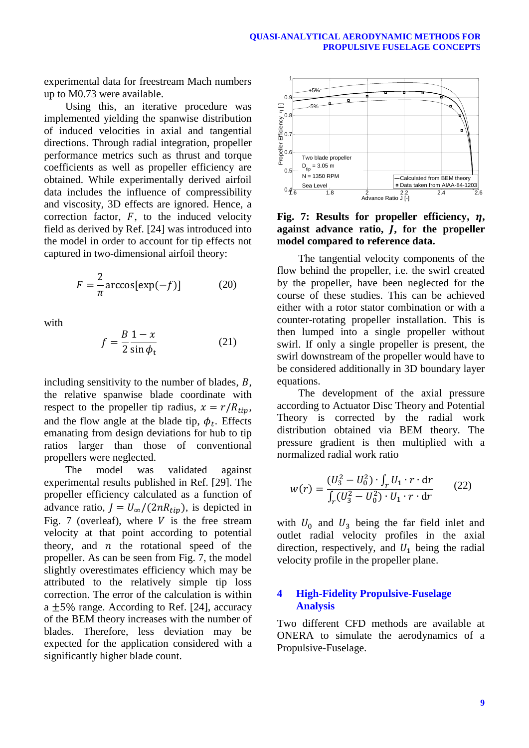experimental data for freestream Mach numbers up to M0.73 were available.

Using this, an iterative procedure was implemented yielding the spanwise distribution of induced velocities in axial and tangential directions. Through radial integration, propeller performance metrics such as thrust and torque coefficients as well as propeller efficiency are obtained. While experimentally derived airfoil data includes the influence of compressibility and viscosity, 3D effects are ignored. Hence, a correction factor, $F$, to the induced velocity field as derived by Ref. [24] was introduced into the model in order to account for tip effects not captured in two-dimensional airfoil theory:

$$F = \frac{2}{\pi}\arccos[\exp(-f)] \tag{20}$$

with

$$f = \frac{B}{2}\frac{1-x}{\sin\phi_{\mathrm{t}}} \tag{21}$$

including sensitivity to the number of blades, $B$, the relative spanwise blade coordinate with respect to the propeller tip radius, $x = r/R_{tip}$, and the flow angle at the blade tip, $\phi_t$. Effects emanating from design deviations for hub to tip ratios larger than those of conventional propellers were neglected.

The model was validated against experimental results published in Ref. [29]. The propeller efficiency calculated as a function of advance ratio, $J = U_\infty/(2nR_{tip})$, is depicted in Fig. 7 (overleaf), where $V$ is the free stream velocity at that point according to potential theory, and $n$ the rotational speed of the propeller. As can be seen from Fig. 7, the model slightly overestimates efficiency which may be attributed to the relatively simple tip loss correction. The error of the calculation is within a $\pm 5\%$ range. According to Ref. [24], accuracy of the BEM theory increases with the number of blades. Therefore, less deviation may be expected for the application considered with a significantly higher blade count.

**Fig. 7: Results for propeller efficiency, $\eta$, against advance ratio, $J$, for the propeller model compared to reference data.**

The tangential velocity components of the flow behind the propeller, i.e. the swirl created by the propeller, have been neglected for the course of these studies. This can be achieved either with a rotor stator combination or with a counter-rotating propeller installation. This is then lumped into a single propeller without swirl. If only a single propeller is present, the swirl downstream of the propeller would have to be considered additionally in 3D boundary layer equations.

The development of the axial pressure according to Actuator Disc Theory and Potential Theory is corrected by the radial work distribution obtained via BEM theory. The pressure gradient is then multiplied with a normalized radial work ratio

$$w(r) = \frac{(U_3^2 - U_0^2)\cdot \int_r U_1 \cdot r \cdot \mathrm{d}r}{\int_r (U_3^2 - U_0^2)\cdot U_1 \cdot r \cdot \mathrm{d}r} \tag{22}$$

with $U_0$ and $U_3$ being the far field inlet and outlet radial velocity profiles in the axial direction, respectively, and $U_1$ being the radial velocity profile in the propeller plane.

## 4 High-Fidelity Propulsive-Fuselage Analysis

Two different CFD methods are available at ONERA to simulate the aerodynamics of a Propulsive-Fuselage.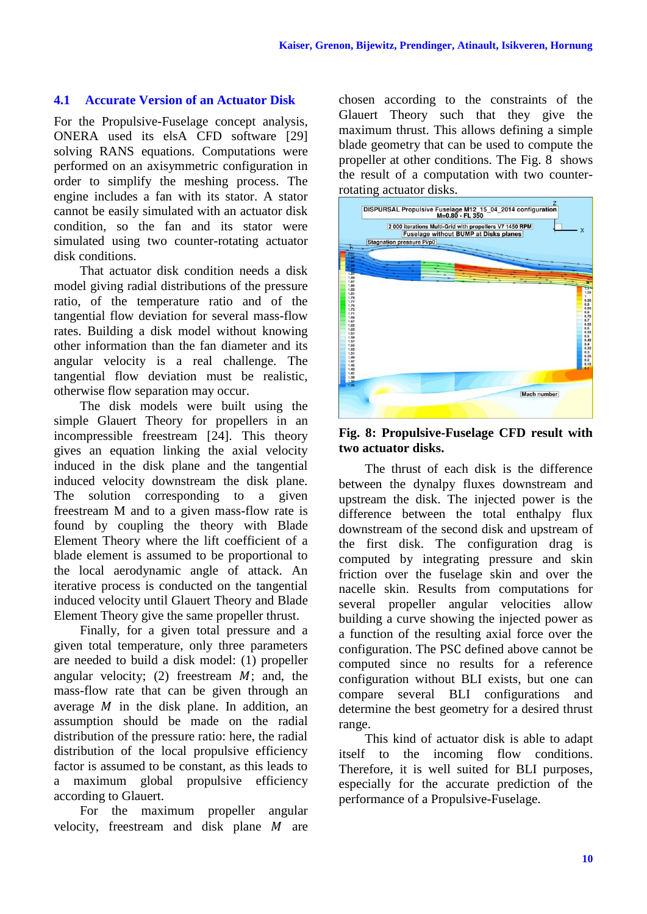### 4.1 Accurate Version of an Actuator Disk

For the Propulsive-Fuselage concept analysis, ONERA used its elsA CFD software [29] solving RANS equations. Computations were performed on an axisymmetric configuration in order to simplify the meshing process. The engine includes a fan with its stator. A stator cannot be easily simulated with an actuator disk condition, so the fan and its stator were simulated using two counter-rotating actuator disk conditions.

That actuator disk condition needs a disk model giving radial distributions of the pressure ratio, of the temperature ratio and of the tangential flow deviation for several mass-flow rates. Building a disk model without knowing other information than the fan diameter and its angular velocity is a real challenge. The tangential flow deviation must be realistic, otherwise flow separation may occur.

The disk models were built using the simple Glauert Theory for propellers in an incompressible freestream [24]. This theory gives an equation linking the axial velocity induced in the disk plane and the tangential induced velocity downstream the disk plane. The solution corresponding to a given freestream M and to a given mass-flow rate is found by coupling the theory with Blade Element Theory where the lift coefficient of a blade element is assumed to be proportional to the local aerodynamic angle of attack. An iterative process is conducted on the tangential induced velocity until Glauert Theory and Blade Element Theory give the same propeller thrust.

Finally, for a given total pressure and a given total temperature, only three parameters are needed to build a disk model: (1) propeller angular velocity; (2) freestream $M$; and, the mass-flow rate that can be given through an average $M$ in the disk plane. In addition, an assumption should be made on the radial distribution of the pressure ratio: here, the radial distribution of the local propulsive efficiency factor is assumed to be constant, as this leads to a maximum global propulsive efficiency according to Glauert.

For the maximum propeller angular velocity, freestream and disk plane $M$ are chosen according to the constraints of the Glauert Theory such that they give the maximum thrust. This allows defining a simple blade geometry that can be used to compute the propeller at other conditions. The Fig. 8 shows the result of a computation with two counter-rotating actuator disks.

**Fig. 8: Propulsive-Fuselage CFD result with two actuator disks.**

The thrust of each disk is the difference between the dynalpy fluxes downstream and upstream the disk. The injected power is the difference between the total enthalpy flux downstream of the second disk and upstream of the first disk. The configuration drag is computed by integrating pressure and skin friction over the fuselage skin and over the nacelle skin. Results from computations for several propeller angular velocities allow building a curve showing the injected power as a function of the resulting axial force over the configuration. The PSC defined above cannot be computed since no results for a reference configuration without BLI exists, but one can compare several BLI configurations and determine the best geometry for a desired thrust range.

This kind of actuator disk is able to adapt itself to the incoming flow conditions. Therefore, it is well suited for BLI purposes, especially for the accurate prediction of the performance of a Propulsive-Fuselage.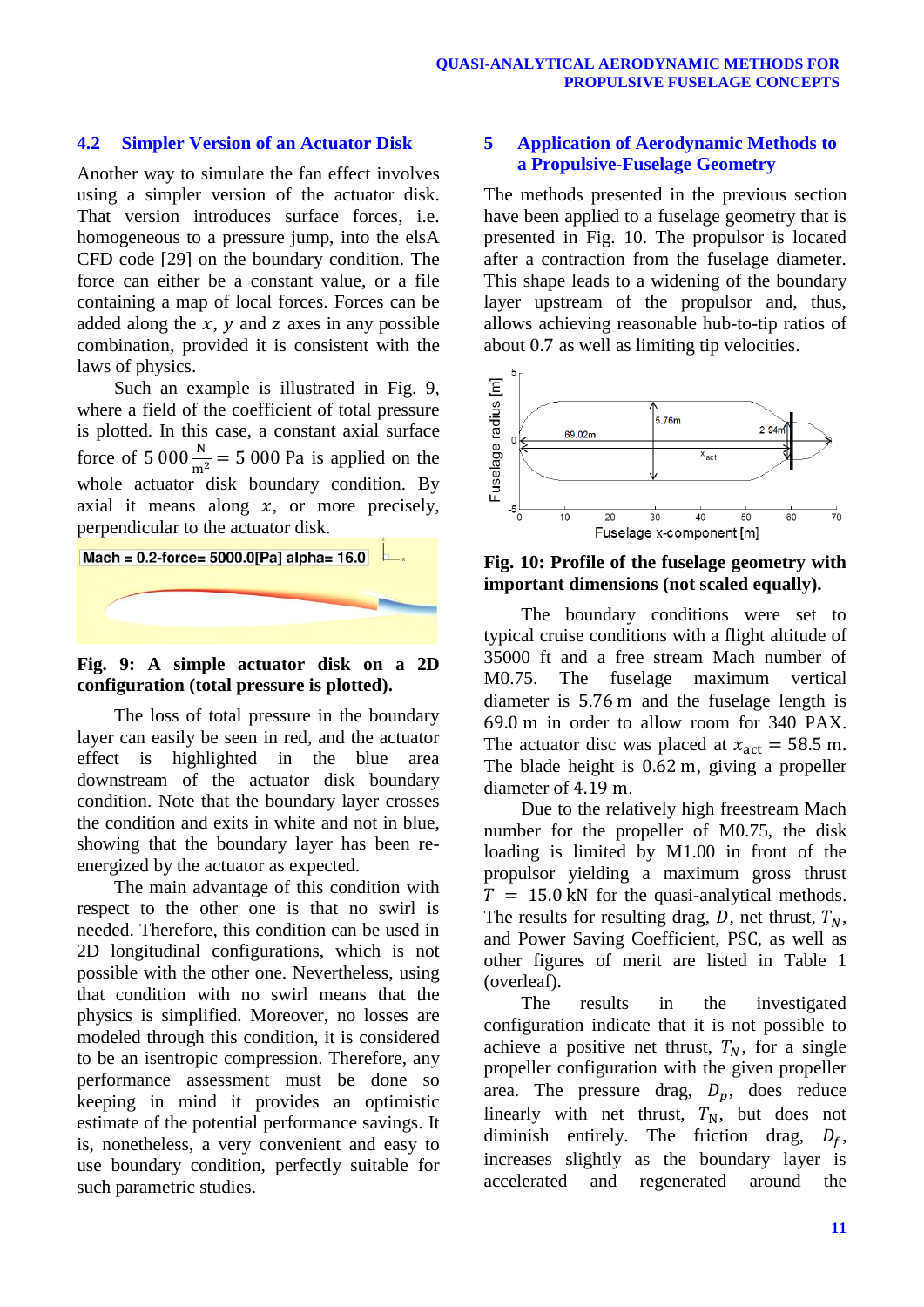## 4.2 Simpler Version of an Actuator Disk

Another way to simulate the fan effect involves using a simpler version of the actuator disk. That version introduces surface forces, i.e. homogeneous to a pressure jump, into the elsA CFD code [29] on the boundary condition. The force can either be a constant value, or a file containing a map of local forces. Forces can be added along the $x$, $y$ and $z$ axes in any possible combination, provided it is consistent with the laws of physics.

Such an example is illustrated in Fig. 9, where a field of the coefficient of total pressure is plotted. In this case, a constant axial surface force of $5\,000\,\frac{\mathrm{N}}{\mathrm{m}^2} = 5\,000$ Pa is applied on the whole actuator disk boundary condition. By axial it means along $x$, or more precisely, perpendicular to the actuator disk.

**Fig. 9: A simple actuator disk on a 2D configuration (total pressure is plotted).**

The loss of total pressure in the boundary layer can easily be seen in red, and the actuator effect is highlighted in the blue area downstream of the actuator disk boundary condition. Note that the boundary layer crosses the condition and exits in white and not in blue, showing that the boundary layer has been re-energized by the actuator as expected.

The main advantage of this condition with respect to the other one is that no swirl is needed. Therefore, this condition can be used in 2D longitudinal configurations, which is not possible with the other one. Nevertheless, using that condition with no swirl means that the physics is simplified. Moreover, no losses are modeled through this condition, it is considered to be an isentropic compression. Therefore, any performance assessment must be done so keeping in mind it provides an optimistic estimate of the potential performance savings. It is, nonetheless, a very convenient and easy to use boundary condition, perfectly suitable for such parametric studies.

## 5 Application of Aerodynamic Methods to a Propulsive-Fuselage Geometry

The methods presented in the previous section have been applied to a fuselage geometry that is presented in Fig. 10. The propulsor is located after a contraction from the fuselage diameter. This shape leads to a widening of the boundary layer upstream of the propulsor and, thus, allows achieving reasonable hub-to-tip ratios of about 0.7 as well as limiting tip velocities.

**Fig. 10: Profile of the fuselage geometry with important dimensions (not scaled equally).**

The boundary conditions were set to typical cruise conditions with a flight altitude of 35000 ft and a free stream Mach number of M0.75. The fuselage maximum vertical diameter is 5.76 m and the fuselage length is 69.0 m in order to allow room for 340 PAX. The actuator disc was placed at $x_{\mathrm{act}} = 58.5$ m. The blade height is 0.62 m, giving a propeller diameter of 4.19 m.

Due to the relatively high freestream Mach number for the propeller of M0.75, the disk loading is limited by M1.00 in front of the propulsor yielding a maximum gross thrust $T = 15.0$ kN for the quasi-analytical methods. The results for resulting drag, $D$, net thrust, $T_N$, and Power Saving Coefficient, PSC, as well as other figures of merit are listed in Table 1 (overleaf).

The results in the investigated configuration indicate that it is not possible to achieve a positive net thrust, $T_N$, for a single propeller configuration with the given propeller area. The pressure drag, $D_p$, does reduce linearly with net thrust, $T_{\mathrm{N}}$, but does not diminish entirely. The friction drag, $D_f$, increases slightly as the boundary layer is accelerated and regenerated around the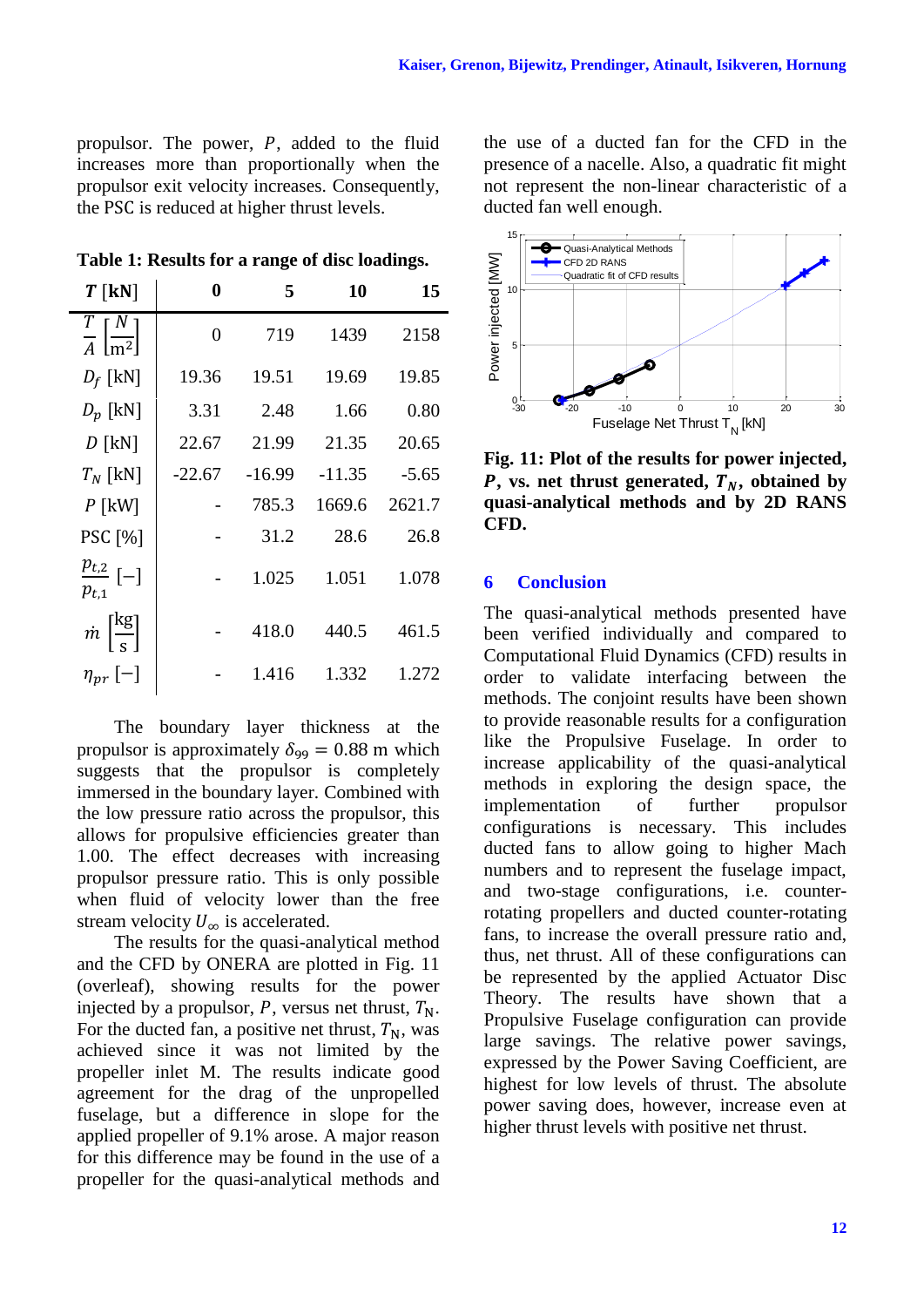propulsor. The power, $P$, added to the fluid increases more than proportionally when the propulsor exit velocity increases. Consequently, the PSC is reduced at higher thrust levels.

**Table 1: Results for a range of disc loadings.**

| $T$ [kN] | 0 | 5 | 10 | 15 |
|---|---|---|---|---|
| $\frac{T}{A}\left[\frac{N}{m^2}\right]$ | 0 | 719 | 1439 | 2158 |
| $D_f$ [kN] | 19.36 | 19.51 | 19.69 | 19.85 |
| $D_p$ [kN] | 3.31 | 2.48 | 1.66 | 0.80 |
| $D$ [kN] | 22.67 | 21.99 | 21.35 | 20.65 |
| $T_N$ [kN] | -22.67 | -16.99 | -11.35 | -5.65 |
| $P$ [kW] | - | 785.3 | 1669.6 | 2621.7 |
| PSC [%] | - | 31.2 | 28.6 | 26.8 |
| $\frac{p_{t,2}}{p_{t,1}}$ [−] | - | 1.025 | 1.051 | 1.078 |
| $\dot{m}\left[\frac{kg}{s}\right]$ | - | 418.0 | 440.5 | 461.5 |
| $\eta_{pr}$ [−] | - | 1.416 | 1.332 | 1.272 |

The boundary layer thickness at the propulsor is approximately $\delta_{99} = 0.88$ m which suggests that the propulsor is completely immersed in the boundary layer. Combined with the low pressure ratio across the propulsor, this allows for propulsive efficiencies greater than 1.00. The effect decreases with increasing propulsor pressure ratio. This is only possible when fluid of velocity lower than the free stream velocity $U_\infty$ is accelerated.

The results for the quasi-analytical method and the CFD by ONERA are plotted in Fig. 11 (overleaf), showing results for the power injected by a propulsor, $P$, versus net thrust, $T_N$. For the ducted fan, a positive net thrust, $T_N$, was achieved since it was not limited by the propeller inlet M. The results indicate good agreement for the drag of the unpropelled fuselage, but a difference in slope for the applied propeller of 9.1% arose. A major reason for this difference may be found in the use of a propeller for the quasi-analytical methods and the use of a ducted fan for the CFD in the presence of a nacelle. Also, a quadratic fit might not represent the non-linear characteristic of a ducted fan well enough.

**Fig. 11: Plot of the results for power injected, $P$, vs. net thrust generated, $T_N$, obtained by quasi-analytical methods and by 2D RANS CFD.**

## 6 Conclusion

The quasi-analytical methods presented have been verified individually and compared to Computational Fluid Dynamics (CFD) results in order to validate interfacing between the methods. The conjoint results have been shown to provide reasonable results for a configuration like the Propulsive Fuselage. In order to increase applicability of the quasi-analytical methods in exploring the design space, the implementation of further propulsor configurations is necessary. This includes ducted fans to allow going to higher Mach numbers and to represent the fuselage impact, and two-stage configurations, i.e. counter-rotating propellers and ducted counter-rotating fans, to increase the overall pressure ratio and, thus, net thrust. All of these configurations can be represented by the applied Actuator Disc Theory. The results have shown that a Propulsive Fuselage configuration can provide large savings. The relative power savings, expressed by the Power Saving Coefficient, are highest for low levels of thrust. The absolute power saving does, however, increase even at higher thrust levels with positive net thrust.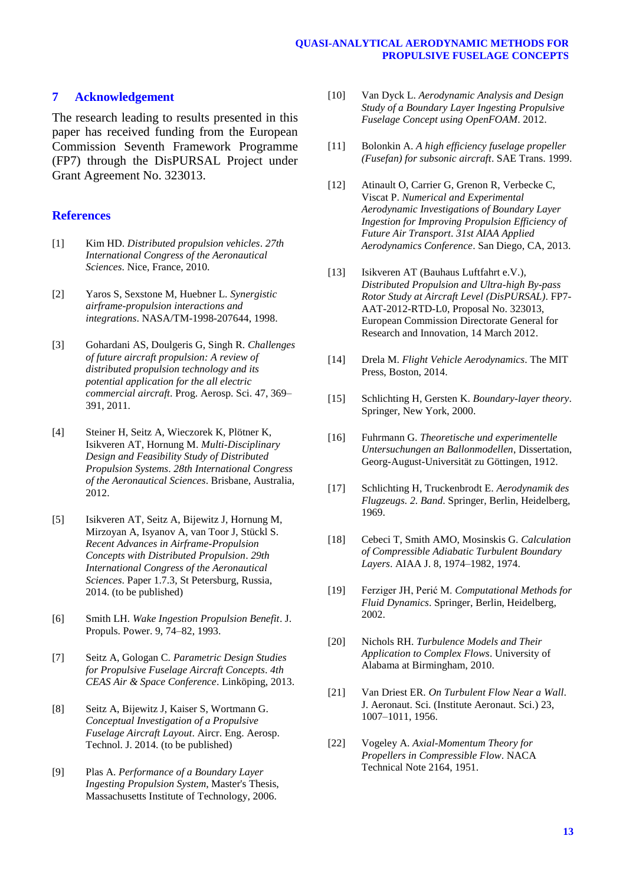## 7 Acknowledgement

The research leading to results presented in this paper has received funding from the European Commission Seventh Framework Programme (FP7) through the DisPURSAL Project under Grant Agreement No. 323013.

## References

[1] Kim HD. *Distributed propulsion vehicles*. *27th International Congress of the Aeronautical Sciences*. Nice, France, 2010.

[2] Yaros S, Sexstone M, Huebner L. *Synergistic airframe-propulsion interactions and integrations*. NASA/TM-1998-207644, 1998.

[3] Gohardani AS, Doulgeris G, Singh R. *Challenges of future aircraft propulsion: A review of distributed propulsion technology and its potential application for the all electric commercial aircraft*. Prog. Aerosp. Sci. 47, 369–391, 2011.

[4] Steiner H, Seitz A, Wieczorek K, Plötner K, Isikveren AT, Hornung M. *Multi-Disciplinary Design and Feasibility Study of Distributed Propulsion Systems*. *28th International Congress of the Aeronautical Sciences*. Brisbane, Australia, 2012.

[5] Isikveren AT, Seitz A, Bijewitz J, Hornung M, Mirzoyan A, Isyanov A, van Toor J, Stückl S. *Recent Advances in Airframe-Propulsion Concepts with Distributed Propulsion*. *29th International Congress of the Aeronautical Sciences*. Paper 1.7.3, St Petersburg, Russia, 2014. (to be published)

[6] Smith LH. *Wake Ingestion Propulsion Benefit*. J. Propuls. Power. 9, 74–82, 1993.

[7] Seitz A, Gologan C. *Parametric Design Studies for Propulsive Fuselage Aircraft Concepts*. *4th CEAS Air & Space Conference*. Linköping, 2013.

[8] Seitz A, Bijewitz J, Kaiser S, Wortmann G. *Conceptual Investigation of a Propulsive Fuselage Aircraft Layout*. Aircr. Eng. Aerosp. Technol. J. 2014. (to be published)

[9] Plas A. *Performance of a Boundary Layer Ingesting Propulsion System*, Master's Thesis, Massachusetts Institute of Technology, 2006.

[10] Van Dyck L. *Aerodynamic Analysis and Design Study of a Boundary Layer Ingesting Propulsive Fuselage Concept using OpenFOAM*. 2012.

[11] Bolonkin A. *A high efficiency fuselage propeller (Fusefan) for subsonic aircraft*. SAE Trans. 1999.

[12] Atinault O, Carrier G, Grenon R, Verbecke C, Viscat P. *Numerical and Experimental Aerodynamic Investigations of Boundary Layer Ingestion for Improving Propulsion Efficiency of Future Air Transport*. *31st AIAA Applied Aerodynamics Conference*. San Diego, CA, 2013.

[13] Isikveren AT (Bauhaus Luftfahrt e.V.), *Distributed Propulsion and Ultra-high By-pass Rotor Study at Aircraft Level (DisPURSAL)*. FP7-AAT-2012-RTD-L0, Proposal No. 323013, European Commission Directorate General for Research and Innovation, 14 March 2012.

[14] Drela M. *Flight Vehicle Aerodynamics*. The MIT Press, Boston, 2014.

[15] Schlichting H, Gersten K. *Boundary-layer theory*. Springer, New York, 2000.

[16] Fuhrmann G. *Theoretische und experimentelle Untersuchungen an Ballonmodellen*, Dissertation, Georg-August-Universität zu Göttingen, 1912.

[17] Schlichting H, Truckenbrodt E. *Aerodynamik des Flugzeugs. 2. Band*. Springer, Berlin, Heidelberg, 1969.

[18] Cebeci T, Smith AMO, Mosinskis G. *Calculation of Compressible Adiabatic Turbulent Boundary Layers*. AIAA J. 8, 1974–1982, 1974.

[19] Ferziger JH, Perić M. *Computational Methods for Fluid Dynamics*. Springer, Berlin, Heidelberg, 2002.

[20] Nichols RH. *Turbulence Models and Their Application to Complex Flows*. University of Alabama at Birmingham, 2010.

[21] Van Driest ER. *On Turbulent Flow Near a Wall*. J. Aeronaut. Sci. (Institute Aeronaut. Sci.) 23, 1007–1011, 1956.

[22] Vogeley A. *Axial-Momentum Theory for Propellers in Compressible Flow*. NACA Technical Note 2164, 1951.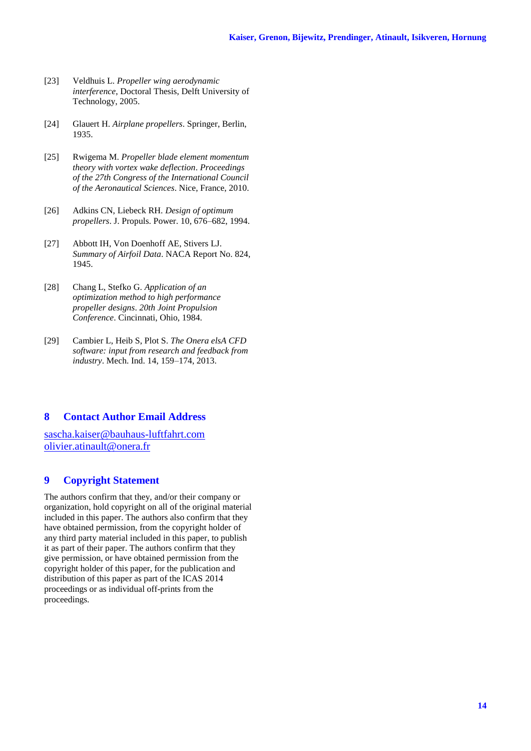[23] Veldhuis L. *Propeller wing aerodynamic interference*, Doctoral Thesis, Delft University of Technology, 2005.

[24] Glauert H. *Airplane propellers*. Springer, Berlin, 1935.

[25] Rwigema M. *Propeller blade element momentum theory with vortex wake deflection*. *Proceedings of the 27th Congress of the International Council of the Aeronautical Sciences*. Nice, France, 2010.

[26] Adkins CN, Liebeck RH. *Design of optimum propellers*. J. Propuls. Power. 10, 676–682, 1994.

[27] Abbott IH, Von Doenhoff AE, Stivers LJ. *Summary of Airfoil Data*. NACA Report No. 824, 1945.

[28] Chang L, Stefko G. *Application of an optimization method to high performance propeller designs*. *20th Joint Propulsion Conference*. Cincinnati, Ohio, 1984.

[29] Cambier L, Heib S, Plot S. *The Onera elsA CFD software: input from research and feedback from industry*. Mech. Ind. 14, 159–174, 2013.

## 8 Contact Author Email Address

sascha.kaiser@bauhaus-luftfahrt.com
olivier.atinault@onera.fr

## 9 Copyright Statement

The authors confirm that they, and/or their company or organization, hold copyright on all of the original material included in this paper. The authors also confirm that they have obtained permission, from the copyright holder of any third party material included in this paper, to publish it as part of their paper. The authors confirm that they give permission, or have obtained permission from the copyright holder of this paper, for the publication and distribution of this paper as part of the ICAS 2014 proceedings or as individual off-prints from the proceedings.